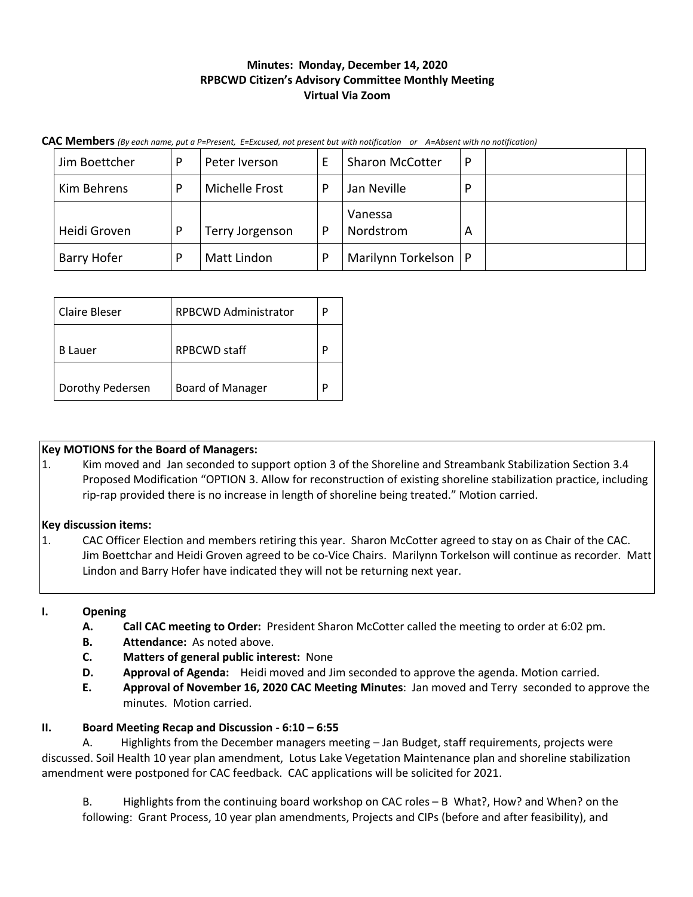**Minutes: Monday, December 14, 2020**
**RPBCWD Citizen's Advisory Committee Monthly Meeting**
**Virtual Via Zoom**

**CAC Members** *(By each name, put a P=Present, E=Excused, not present but with notification or A=Absent with no notification)*

| | | | | | | | |
|---|---|---|---|---|---|---|---|
| Jim Boettcher | P | Peter Iverson | E | Sharon McCotter | P | | |
| Kim Behrens | P | Michelle Frost | P | Jan Neville | P | | |
| Heidi Groven | P | Terry Jorgenson | P | Vanessa Nordstrom | A | | |
| Barry Hofer | P | Matt Lindon | P | Marilynn Torkelson | P | | |

| | | |
|---|---|---|
| Claire Bleser | RPBCWD Administrator | P |
| B Lauer | RPBCWD staff | P |
| Dorothy Pedersen | Board of Manager | P |

**Key MOTIONS for the Board of Managers:**

1. Kim moved and Jan seconded to support option 3 of the Shoreline and Streambank Stabilization Section 3.4 Proposed Modification "OPTION 3. Allow for reconstruction of existing shoreline stabilization practice, including rip-rap provided there is no increase in length of shoreline being treated." Motion carried.

**Key discussion items:**

1. CAC Officer Election and members retiring this year. Sharon McCotter agreed to stay on as Chair of the CAC. Jim Boettchar and Heidi Groven agreed to be co-Vice Chairs. Marilynn Torkelson will continue as recorder. Matt Lindon and Barry Hofer have indicated they will not be returning next year.

**I. Opening**

- **A. Call CAC meeting to Order:** President Sharon McCotter called the meeting to order at 6:02 pm.
- **B. Attendance:** As noted above.
- **C. Matters of general public interest:** None
- **D. Approval of Agenda:** Heidi moved and Jim seconded to approve the agenda. Motion carried.
- **E. Approval of November 16, 2020 CAC Meeting Minutes**: Jan moved and Terry seconded to approve the minutes. Motion carried.

**II. Board Meeting Recap and Discussion - 6:10 – 6:55**

A. Highlights from the December managers meeting – Jan Budget, staff requirements, projects were discussed. Soil Health 10 year plan amendment, Lotus Lake Vegetation Maintenance plan and shoreline stabilization amendment were postponed for CAC feedback. CAC applications will be solicited for 2021.

B. Highlights from the continuing board workshop on CAC roles – B What?, How? and When? on the following: Grant Process, 10 year plan amendments, Projects and CIPs (before and after feasibility), and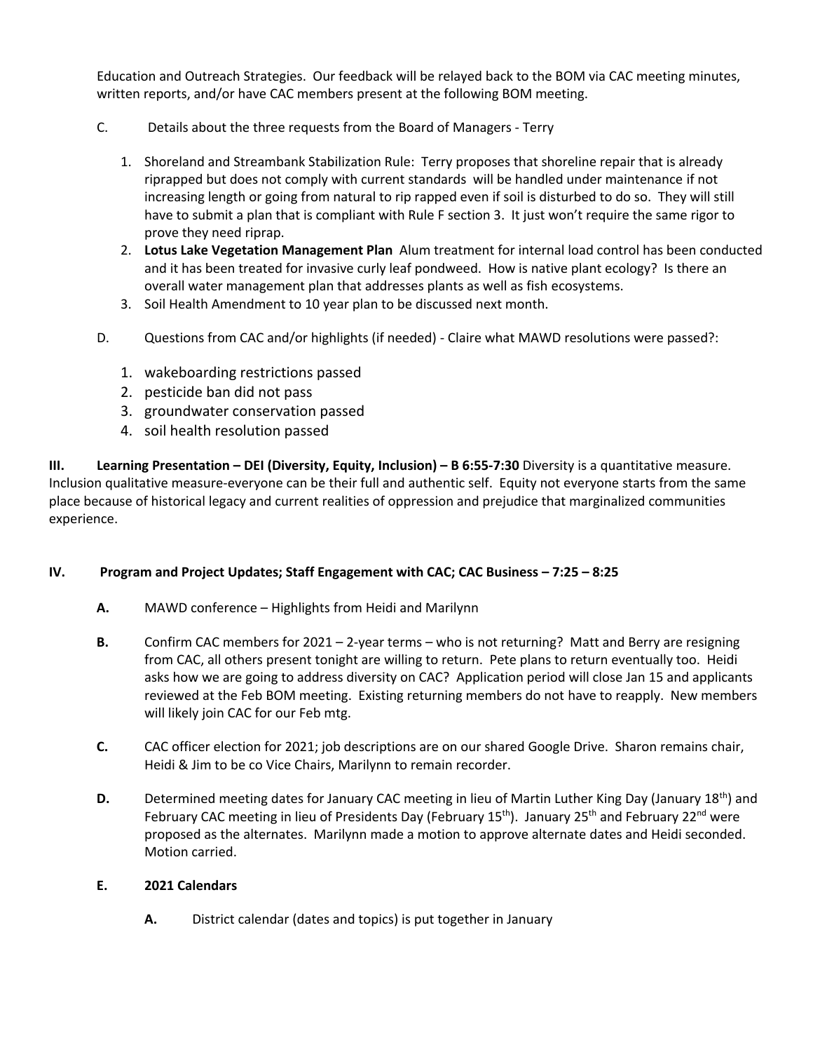Education and Outreach Strategies. Our feedback will be relayed back to the BOM via CAC meeting minutes, written reports, and/or have CAC members present at the following BOM meeting.

C. Details about the three requests from the Board of Managers - Terry

1. Shoreland and Streambank Stabilization Rule: Terry proposes that shoreline repair that is already riprapped but does not comply with current standards will be handled under maintenance if not increasing length or going from natural to rip rapped even if soil is disturbed to do so. They will still have to submit a plan that is compliant with Rule F section 3. It just won't require the same rigor to prove they need riprap.
2. **Lotus Lake Vegetation Management Plan** Alum treatment for internal load control has been conducted and it has been treated for invasive curly leaf pondweed. How is native plant ecology? Is there an overall water management plan that addresses plants as well as fish ecosystems.
3. Soil Health Amendment to 10 year plan to be discussed next month.

D. Questions from CAC and/or highlights (if needed) - Claire what MAWD resolutions were passed?:

1. wakeboarding restrictions passed
2. pesticide ban did not pass
3. groundwater conservation passed
4. soil health resolution passed

**III. Learning Presentation – DEI (Diversity, Equity, Inclusion) – B 6:55-7:30** Diversity is a quantitative measure. Inclusion qualitative measure-everyone can be their full and authentic self. Equity not everyone starts from the same place because of historical legacy and current realities of oppression and prejudice that marginalized communities experience.

**IV. Program and Project Updates; Staff Engagement with CAC; CAC Business – 7:25 – 8:25**

**A.** MAWD conference – Highlights from Heidi and Marilynn

**B.** Confirm CAC members for 2021 – 2-year terms – who is not returning? Matt and Berry are resigning from CAC, all others present tonight are willing to return. Pete plans to return eventually too. Heidi asks how we are going to address diversity on CAC? Application period will close Jan 15 and applicants reviewed at the Feb BOM meeting. Existing returning members do not have to reapply. New members will likely join CAC for our Feb mtg.

**C.** CAC officer election for 2021; job descriptions are on our shared Google Drive. Sharon remains chair, Heidi & Jim to be co Vice Chairs, Marilynn to remain recorder.

**D.** Determined meeting dates for January CAC meeting in lieu of Martin Luther King Day (January 18th) and February CAC meeting in lieu of Presidents Day (February 15th). January 25th and February 22nd were proposed as the alternates. Marilynn made a motion to approve alternate dates and Heidi seconded. Motion carried.

**E. 2021 Calendars**

**A.** District calendar (dates and topics) is put together in January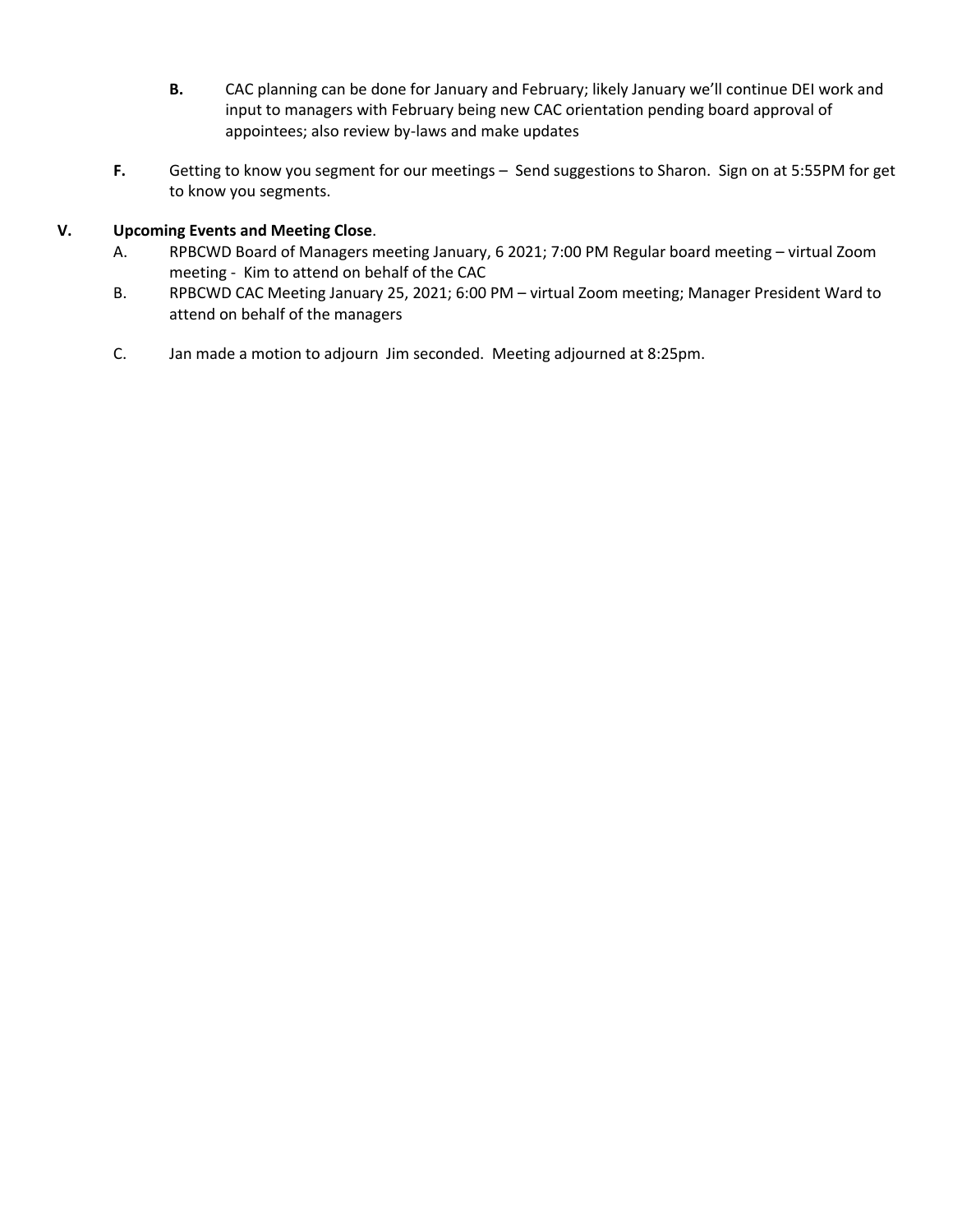**B.** CAC planning can be done for January and February; likely January we'll continue DEI work and input to managers with February being new CAC orientation pending board approval of appointees; also review by-laws and make updates

**F.** Getting to know you segment for our meetings – Send suggestions to Sharon. Sign on at 5:55PM for get to know you segments.

**V. Upcoming Events and Meeting Close**.

A. RPBCWD Board of Managers meeting January, 6 2021; 7:00 PM Regular board meeting – virtual Zoom meeting - Kim to attend on behalf of the CAC

B. RPBCWD CAC Meeting January 25, 2021; 6:00 PM – virtual Zoom meeting; Manager President Ward to attend on behalf of the managers

C. Jan made a motion to adjourn Jim seconded. Meeting adjourned at 8:25pm.